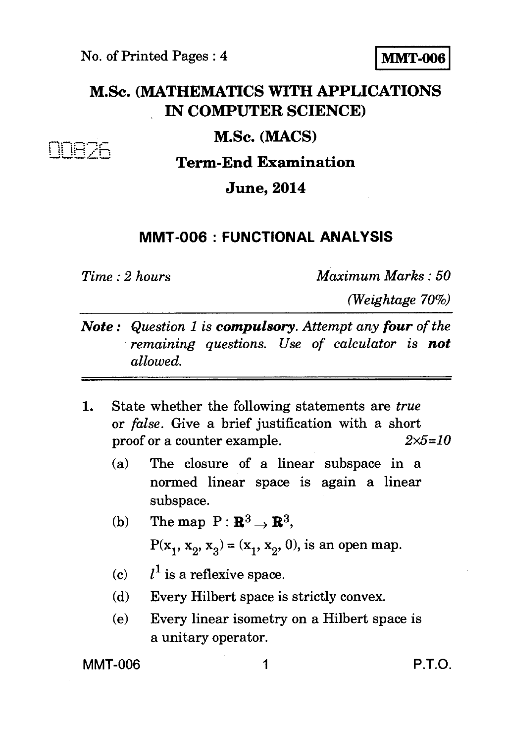No. of Printed Pages : 4

**MMT-006**

# M.Sc. (MATHEMATICS WITH APPLICATIONS IN COMPUTER SCIENCE)

## M.Sc. (MACS)

00826

## Term-End Examination

## June, 2014

### MMT-006 : FUNCTIONAL ANALYSIS

*Time : 2 hours* *Maximum Marks : 50*

*(Weightage 70%)*

***Note :*** *Question 1 is* ***compulsory****. Attempt any* ***four*** *of the remaining questions. Use of calculator is* ***not*** *allowed.*

1. State whether the following statements are *true* or *false*. Give a brief justification with a short proof or a counter example. $2\times5=10$

   (a) The closure of a linear subspace in a normed linear space is again a linear subspace.

   (b) The map $P : \mathbb{R}^3 \to \mathbb{R}^3$,
   $P(x_1, x_2, x_3) = (x_1, x_2, 0)$, is an open map.

   (c) $l^1$ is a reflexive space.

   (d) Every Hilbert space is strictly convex.

   (e) Every linear isometry on a Hilbert space is a unitary operator.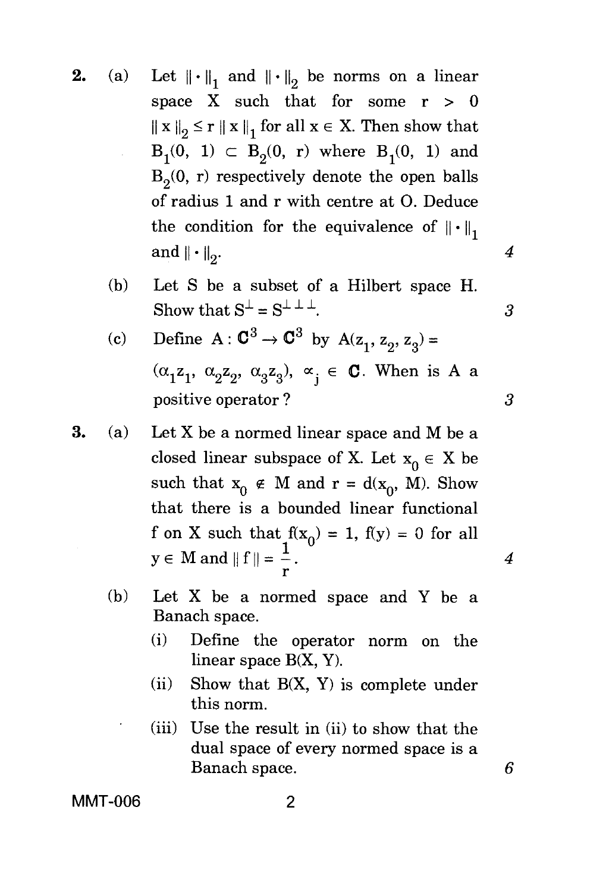2. (a) Let $\| \cdot \|_1$ and $\| \cdot \|_2$ be norms on a linear space X such that for some $r > 0$ $\| x \|_2 \leq r \| x \|_1$ for all $x \in X$. Then show that $B_1(0, 1) \subset B_2(0, r)$ where $B_1(0, 1)$ and $B_2(0, r)$ respectively denote the open balls of radius 1 and r with centre at O. Deduce the condition for the equivalence of $\| \cdot \|_1$ and $\| \cdot \|_2$. 4

   (b) Let S be a subset of a Hilbert space H. Show that $S^{\perp} = S^{\perp\perp\perp}$. 3

   (c) Define $A : \mathbb{C}^3 \to \mathbb{C}^3$ by $A(z_1, z_2, z_3) = (\alpha_1 z_1, \alpha_2 z_2, \alpha_3 z_3)$, $\alpha_j \in \mathbb{C}$. When is A a positive operator ? 3

3. (a) Let X be a normed linear space and M be a closed linear subspace of X. Let $x_0 \in X$ be such that $x_0 \notin M$ and $r = d(x_0, M)$. Show that there is a bounded linear functional f on X such that $f(x_0) = 1$, $f(y) = 0$ for all $y \in M$ and $\| f \| = \frac{1}{r}$. 4

   (b) Let X be a normed space and Y be a Banach space.

   (i) Define the operator norm on the linear space B(X, Y).

   (ii) Show that B(X, Y) is complete under this norm.

   (iii) Use the result in (ii) to show that the dual space of every normed space is a Banach space. 6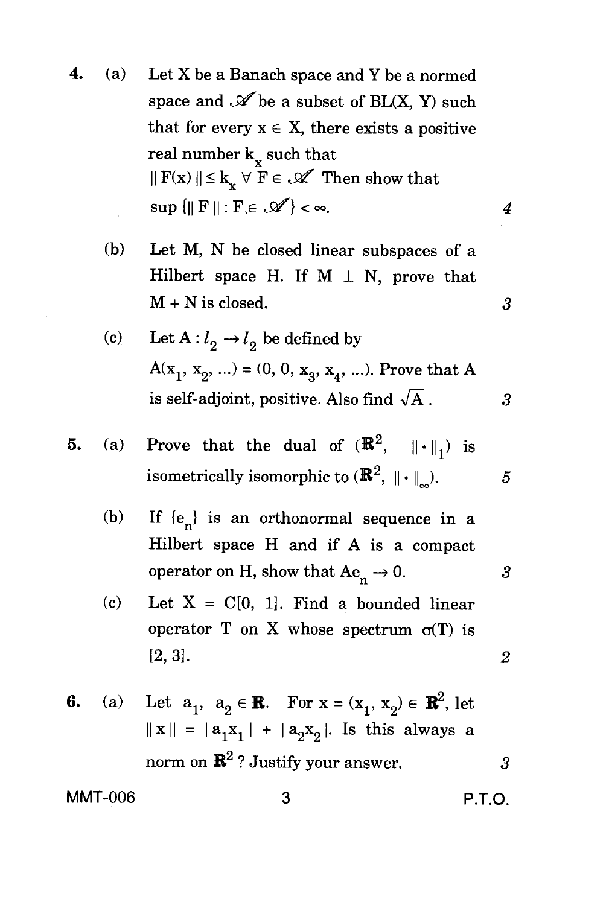4. (a) Let X be a Banach space and Y be a normed space and $\mathscr{A}$ be a subset of BL(X, Y) such that for every $x \in X$, there exists a positive real number $k_x$ such that $\| F(x) \| \le k_x \; \forall \; F \in \mathscr{A}$. Then show that $\sup \{\| F \| : F \in \mathscr{A}\} < \infty$. 4

   (b) Let M, N be closed linear subspaces of a Hilbert space H. If $M \perp N$, prove that $M + N$ is closed. 3

   (c) Let $A : l_2 \to l_2$ be defined by $A(x_1, x_2, \ldots) = (0, 0, x_3, x_4, \ldots)$. Prove that A is self-adjoint, positive. Also find $\sqrt{A}$. 3

5. (a) Prove that the dual of $(\mathbb{R}^2, \; \| \cdot \|_1)$ is isometrically isomorphic to $(\mathbb{R}^2, \; \| \cdot \|_\infty)$. 5

   (b) If $\{e_n\}$ is an orthonormal sequence in a Hilbert space H and if A is a compact operator on H, show that $Ae_n \to 0$. 3

   (c) Let $X = C[0, 1]$. Find a bounded linear operator T on X whose spectrum $\sigma(T)$ is $[2, 3]$. 2

6. (a) Let $a_1, a_2 \in \mathbb{R}$. For $x = (x_1, x_2) \in \mathbb{R}^2$, let $\| x \| = | a_1 x_1 | + | a_2 x_2 |$. Is this always a norm on $\mathbb{R}^2$? Justify your answer. 3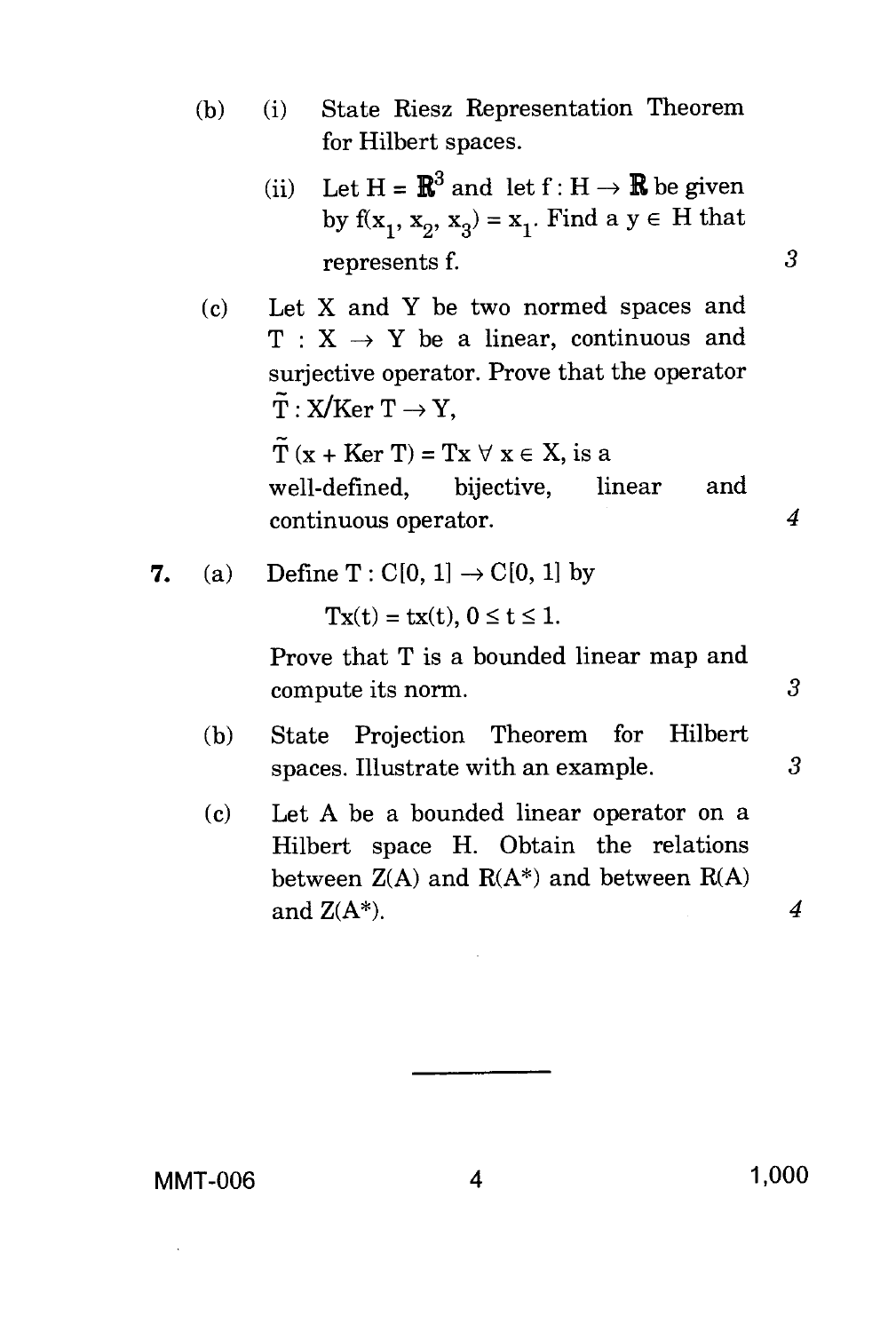(b) (i) State Riesz Representation Theorem for Hilbert spaces.

(ii) Let $H = \mathbb{R}^3$ and let $f : H \to \mathbb{R}$ be given by $f(x_1, x_2, x_3) = x_1$. Find a $y \in H$ that represents f. 3

(c) Let X and Y be two normed spaces and $T : X \to Y$ be a linear, continuous and surjective operator. Prove that the operator $\tilde{T} : X/\text{Ker } T \to Y$,

$\tilde{T}(x + \text{Ker } T) = Tx \ \forall \ x \in X$, is a well-defined, bijective, linear and continuous operator. 4

**7.** (a) Define $T : C[0, 1] \to C[0, 1]$ by

$$Tx(t) = tx(t), \ 0 \leq t \leq 1.$$

Prove that T is a bounded linear map and compute its norm. 3

(b) State Projection Theorem for Hilbert spaces. Illustrate with an example. 3

(c) Let A be a bounded linear operator on a Hilbert space H. Obtain the relations between $Z(A)$ and $R(A^*)$ and between $R(A)$ and $Z(A^*)$. 4